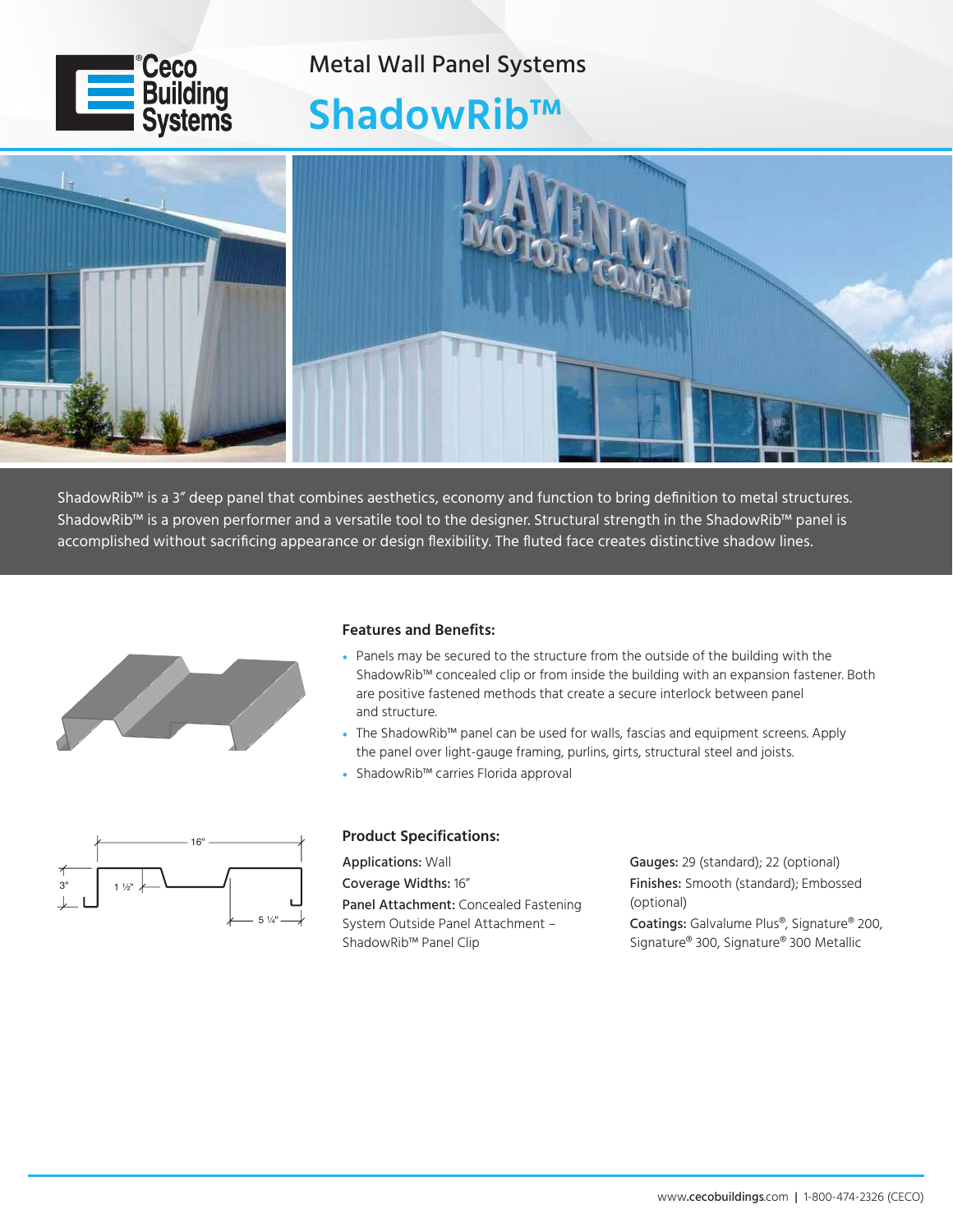Metal Wall Panel Systems

# ShadowRib™

ShadowRib™ is a 3″ deep panel that combines aesthetics, economy and function to bring definition to metal structures. ShadowRib™ is a proven performer and a versatile tool to the designer. Structural strength in the ShadowRib™ panel is accomplished without sacrificing appearance or design flexibility. The fluted face creates distinctive shadow lines.

### Features and Benefits:

- Panels may be secured to the structure from the outside of the building with the ShadowRib™ concealed clip or from inside the building with an expansion fastener. Both are positive fastened methods that create a secure interlock between panel and structure.
- The ShadowRib™ panel can be used for walls, fascias and equipment screens. Apply the panel over light-gauge framing, purlins, girts, structural steel and joists.
- ShadowRib™ carries Florida approval

16" | 3" | 1 ½" | 5 ¼"

### Product Specifications:

**Applications:** Wall

**Coverage Widths:** 16″

**Panel Attachment:** Concealed Fastening System Outside Panel Attachment – ShadowRib™ Panel Clip

**Gauges:** 29 (standard); 22 (optional)

**Finishes:** Smooth (standard); Embossed (optional)

**Coatings:** Galvalume Plus®, Signature® 200, Signature® 300, Signature® 300 Metallic

www.cecobuildings.com | 1-800-474-2326 (CECO)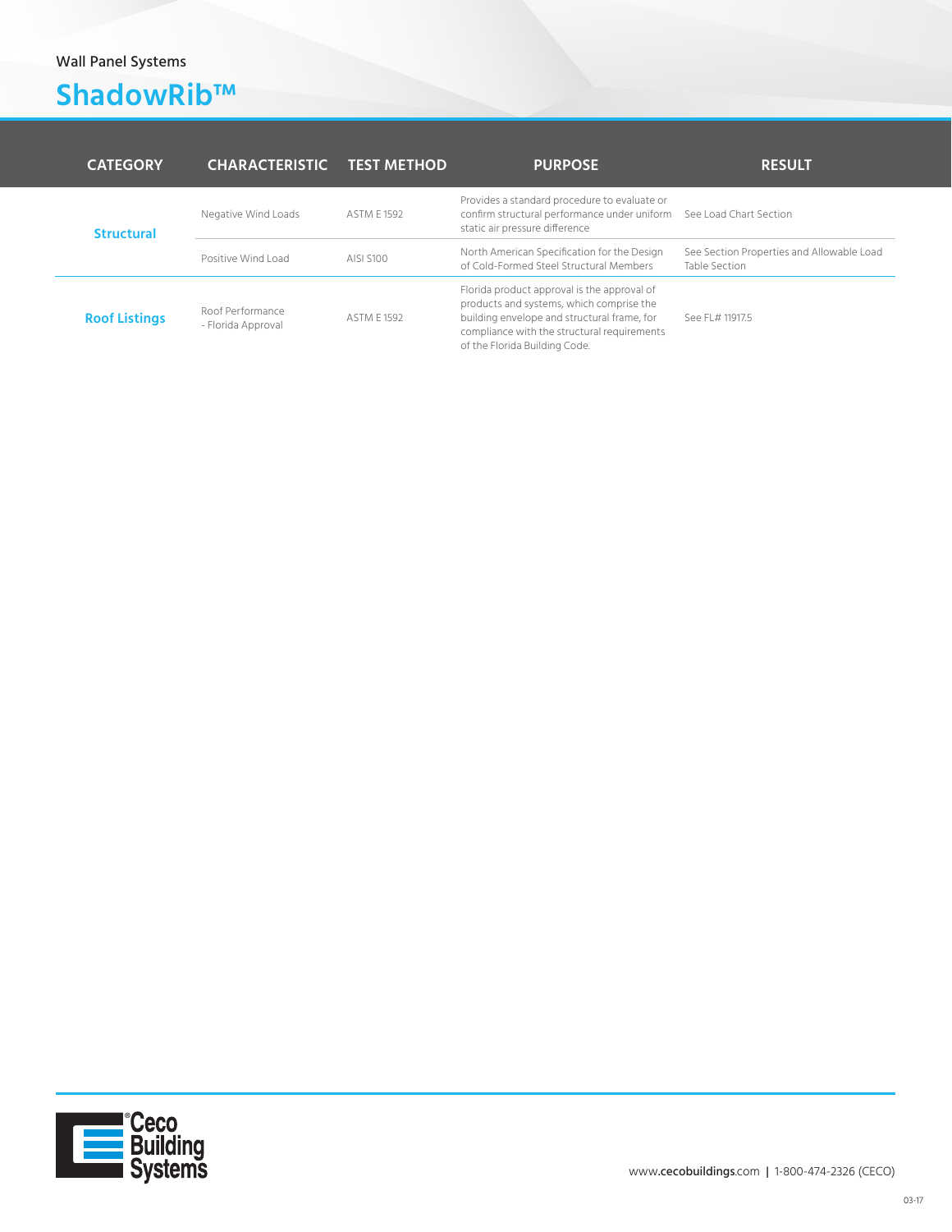Wall Panel Systems

# ShadowRib™

| CATEGORY | CHARACTERISTIC | TEST METHOD | PURPOSE | RESULT |
|---|---|---|---|---|
| **Structural** | Negative Wind Loads | ASTM E 1592 | Provides a standard procedure to evaluate or confirm structural performance under uniform static air pressure difference | See Load Chart Section |
| | Positive Wind Load | AISI S100 | North American Specification for the Design of Cold-Formed Steel Structural Members | See Section Properties and Allowable Load Table Section |
| **Roof Listings** | Roof Performance - Florida Approval | ASTM E 1592 | Florida product approval is the approval of products and systems, which comprise the building envelope and structural frame, for compliance with the structural requirements of the Florida Building Code. | See FL# 11917.5 |

www.cecobuildings.com | 1-800-474-2326 (CECO)

03-17